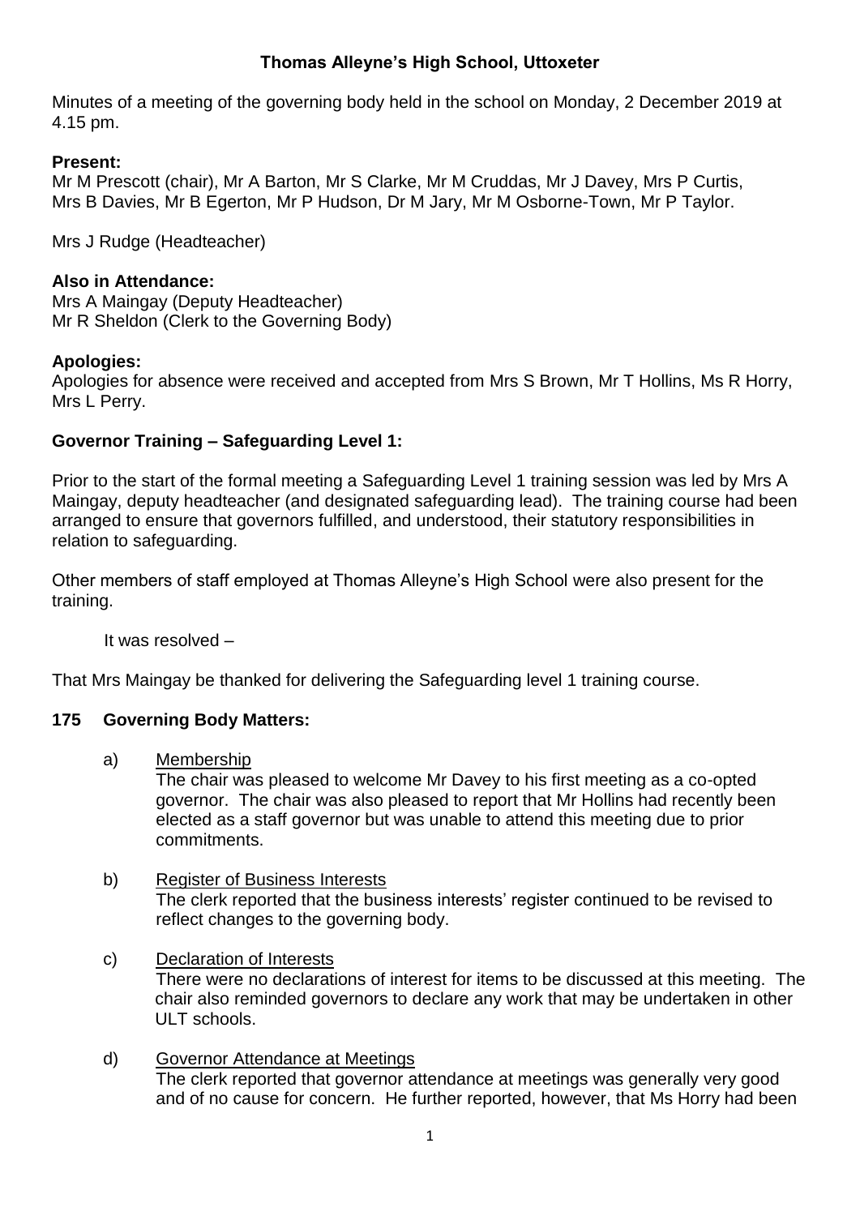# Thomas Alleyne's High School, Uttoxeter

Minutes of a meeting of the governing body held in the school on Monday, 2 December 2019 at 4.15 pm.

**Present:**
Mr M Prescott (chair), Mr A Barton, Mr S Clarke, Mr M Cruddas, Mr J Davey, Mrs P Curtis, Mrs B Davies, Mr B Egerton, Mr P Hudson, Dr M Jary, Mr M Osborne-Town, Mr P Taylor.

Mrs J Rudge (Headteacher)

**Also in Attendance:**
Mrs A Maingay (Deputy Headteacher)
Mr R Sheldon (Clerk to the Governing Body)

**Apologies:**
Apologies for absence were received and accepted from Mrs S Brown, Mr T Hollins, Ms R Horry, Mrs L Perry.

**Governor Training – Safeguarding Level 1:**

Prior to the start of the formal meeting a Safeguarding Level 1 training session was led by Mrs A Maingay, deputy headteacher (and designated safeguarding lead). The training course had been arranged to ensure that governors fulfilled, and understood, their statutory responsibilities in relation to safeguarding.

Other members of staff employed at Thomas Alleyne's High School were also present for the training.

It was resolved –

That Mrs Maingay be thanked for delivering the Safeguarding level 1 training course.

## 175 Governing Body Matters:

a) Membership
The chair was pleased to welcome Mr Davey to his first meeting as a co-opted governor. The chair was also pleased to report that Mr Hollins had recently been elected as a staff governor but was unable to attend this meeting due to prior commitments.

b) Register of Business Interests
The clerk reported that the business interests' register continued to be revised to reflect changes to the governing body.

c) Declaration of Interests
There were no declarations of interest for items to be discussed at this meeting. The chair also reminded governors to declare any work that may be undertaken in other ULT schools.

d) Governor Attendance at Meetings
The clerk reported that governor attendance at meetings was generally very good and of no cause for concern. He further reported, however, that Ms Horry had been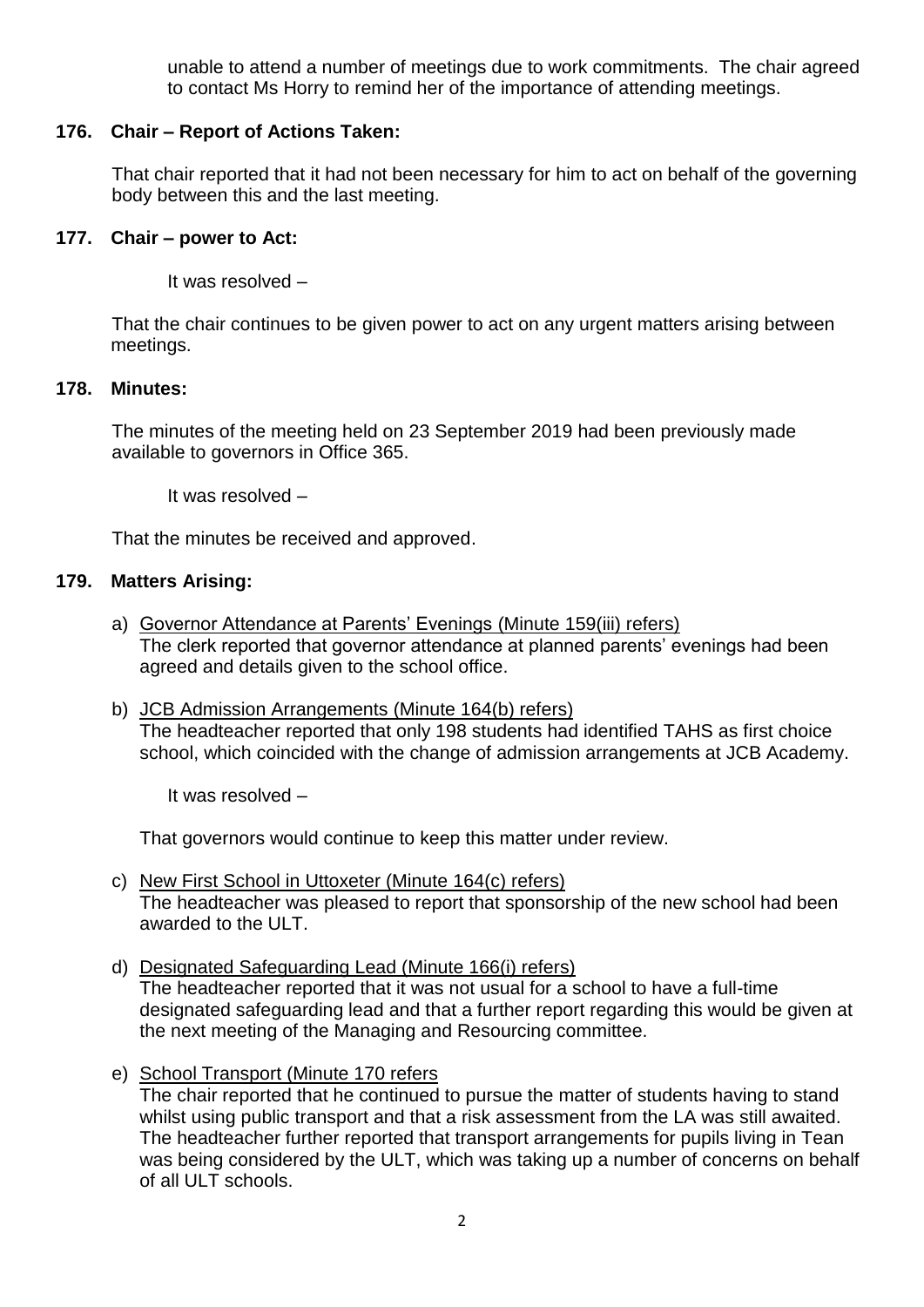unable to attend a number of meetings due to work commitments. The chair agreed to contact Ms Horry to remind her of the importance of attending meetings.

**176. Chair – Report of Actions Taken:**

That chair reported that it had not been necessary for him to act on behalf of the governing body between this and the last meeting.

**177. Chair – power to Act:**

It was resolved –

That the chair continues to be given power to act on any urgent matters arising between meetings.

**178. Minutes:**

The minutes of the meeting held on 23 September 2019 had been previously made available to governors in Office 365.

It was resolved –

That the minutes be received and approved.

**179. Matters Arising:**

a) Governor Attendance at Parents' Evenings (Minute 159(iii) refers)
The clerk reported that governor attendance at planned parents' evenings had been agreed and details given to the school office.

b) JCB Admission Arrangements (Minute 164(b) refers)
The headteacher reported that only 198 students had identified TAHS as first choice school, which coincided with the change of admission arrangements at JCB Academy.

It was resolved –

That governors would continue to keep this matter under review.

c) New First School in Uttoxeter (Minute 164(c) refers)
The headteacher was pleased to report that sponsorship of the new school had been awarded to the ULT.

d) Designated Safeguarding Lead (Minute 166(i) refers)
The headteacher reported that it was not usual for a school to have a full-time designated safeguarding lead and that a further report regarding this would be given at the next meeting of the Managing and Resourcing committee.

e) School Transport (Minute 170 refers
The chair reported that he continued to pursue the matter of students having to stand whilst using public transport and that a risk assessment from the LA was still awaited. The headteacher further reported that transport arrangements for pupils living in Tean was being considered by the ULT, which was taking up a number of concerns on behalf of all ULT schools.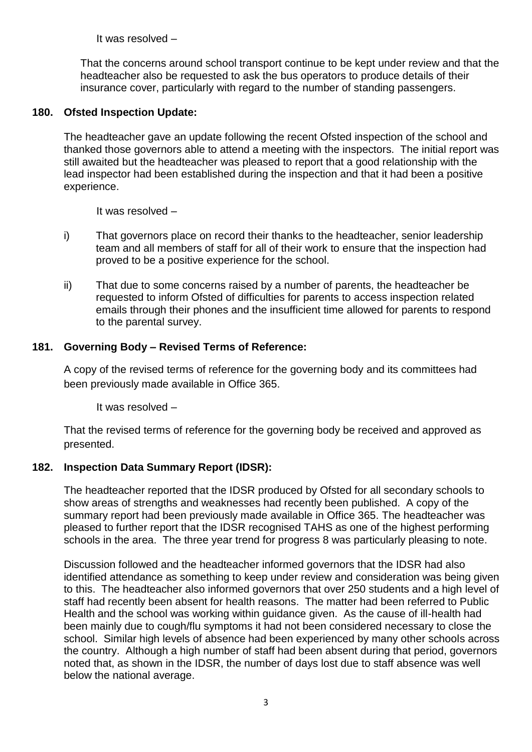It was resolved –

That the concerns around school transport continue to be kept under review and that the headteacher also be requested to ask the bus operators to produce details of their insurance cover, particularly with regard to the number of standing passengers.

**180. Ofsted Inspection Update:**

The headteacher gave an update following the recent Ofsted inspection of the school and thanked those governors able to attend a meeting with the inspectors. The initial report was still awaited but the headteacher was pleased to report that a good relationship with the lead inspector had been established during the inspection and that it had been a positive experience.

It was resolved –

i) That governors place on record their thanks to the headteacher, senior leadership team and all members of staff for all of their work to ensure that the inspection had proved to be a positive experience for the school.

ii) That due to some concerns raised by a number of parents, the headteacher be requested to inform Ofsted of difficulties for parents to access inspection related emails through their phones and the insufficient time allowed for parents to respond to the parental survey.

**181. Governing Body – Revised Terms of Reference:**

A copy of the revised terms of reference for the governing body and its committees had been previously made available in Office 365.

It was resolved –

That the revised terms of reference for the governing body be received and approved as presented.

**182. Inspection Data Summary Report (IDSR):**

The headteacher reported that the IDSR produced by Ofsted for all secondary schools to show areas of strengths and weaknesses had recently been published. A copy of the summary report had been previously made available in Office 365. The headteacher was pleased to further report that the IDSR recognised TAHS as one of the highest performing schools in the area. The three year trend for progress 8 was particularly pleasing to note.

Discussion followed and the headteacher informed governors that the IDSR had also identified attendance as something to keep under review and consideration was being given to this. The headteacher also informed governors that over 250 students and a high level of staff had recently been absent for health reasons. The matter had been referred to Public Health and the school was working within guidance given. As the cause of ill-health had been mainly due to cough/flu symptoms it had not been considered necessary to close the school. Similar high levels of absence had been experienced by many other schools across the country. Although a high number of staff had been absent during that period, governors noted that, as shown in the IDSR, the number of days lost due to staff absence was well below the national average.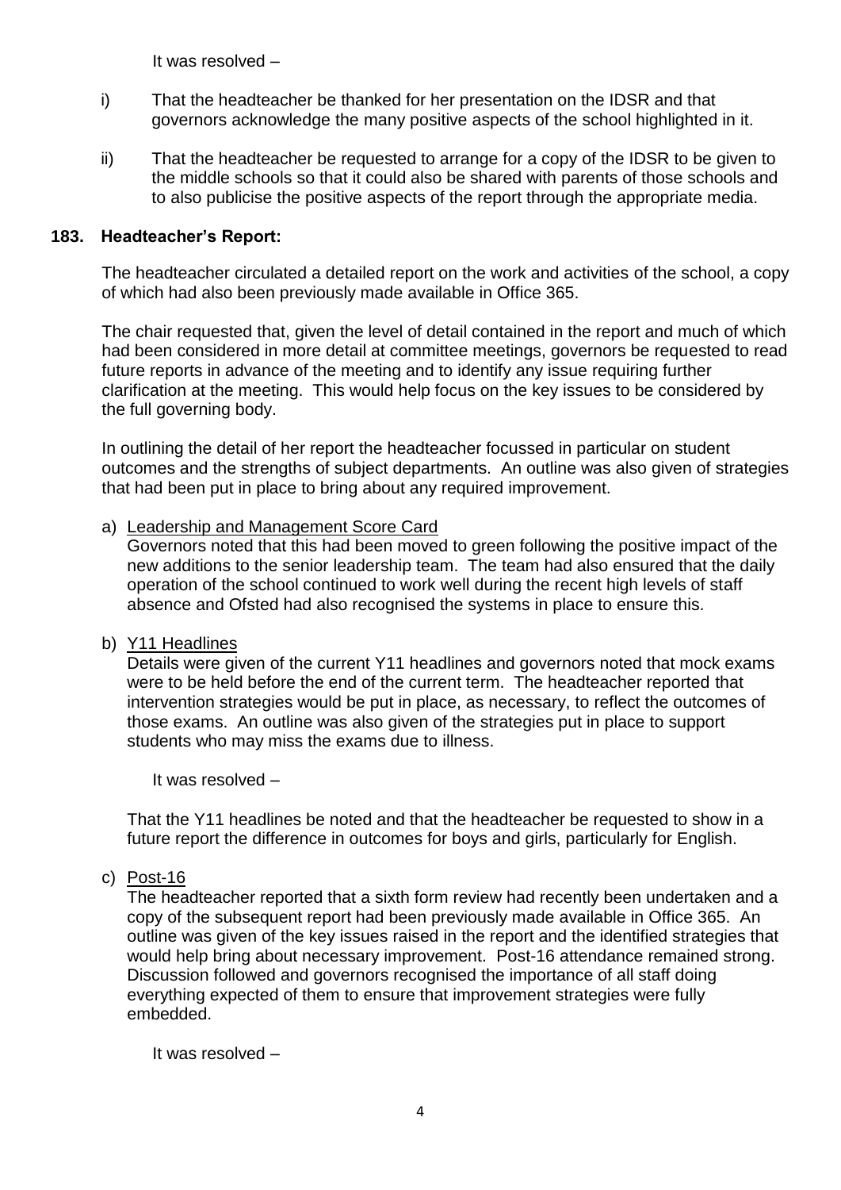It was resolved –

i) That the headteacher be thanked for her presentation on the IDSR and that governors acknowledge the many positive aspects of the school highlighted in it.

ii) That the headteacher be requested to arrange for a copy of the IDSR to be given to the middle schools so that it could also be shared with parents of those schools and to also publicise the positive aspects of the report through the appropriate media.

**183. Headteacher's Report:**

The headteacher circulated a detailed report on the work and activities of the school, a copy of which had also been previously made available in Office 365.

The chair requested that, given the level of detail contained in the report and much of which had been considered in more detail at committee meetings, governors be requested to read future reports in advance of the meeting and to identify any issue requiring further clarification at the meeting. This would help focus on the key issues to be considered by the full governing body.

In outlining the detail of her report the headteacher focussed in particular on student outcomes and the strengths of subject departments. An outline was also given of strategies that had been put in place to bring about any required improvement.

a) Leadership and Management Score Card

Governors noted that this had been moved to green following the positive impact of the new additions to the senior leadership team. The team had also ensured that the daily operation of the school continued to work well during the recent high levels of staff absence and Ofsted had also recognised the systems in place to ensure this.

b) Y11 Headlines

Details were given of the current Y11 headlines and governors noted that mock exams were to be held before the end of the current term. The headteacher reported that intervention strategies would be put in place, as necessary, to reflect the outcomes of those exams. An outline was also given of the strategies put in place to support students who may miss the exams due to illness.

It was resolved –

That the Y11 headlines be noted and that the headteacher be requested to show in a future report the difference in outcomes for boys and girls, particularly for English.

c) Post-16

The headteacher reported that a sixth form review had recently been undertaken and a copy of the subsequent report had been previously made available in Office 365. An outline was given of the key issues raised in the report and the identified strategies that would help bring about necessary improvement. Post-16 attendance remained strong. Discussion followed and governors recognised the importance of all staff doing everything expected of them to ensure that improvement strategies were fully embedded.

It was resolved –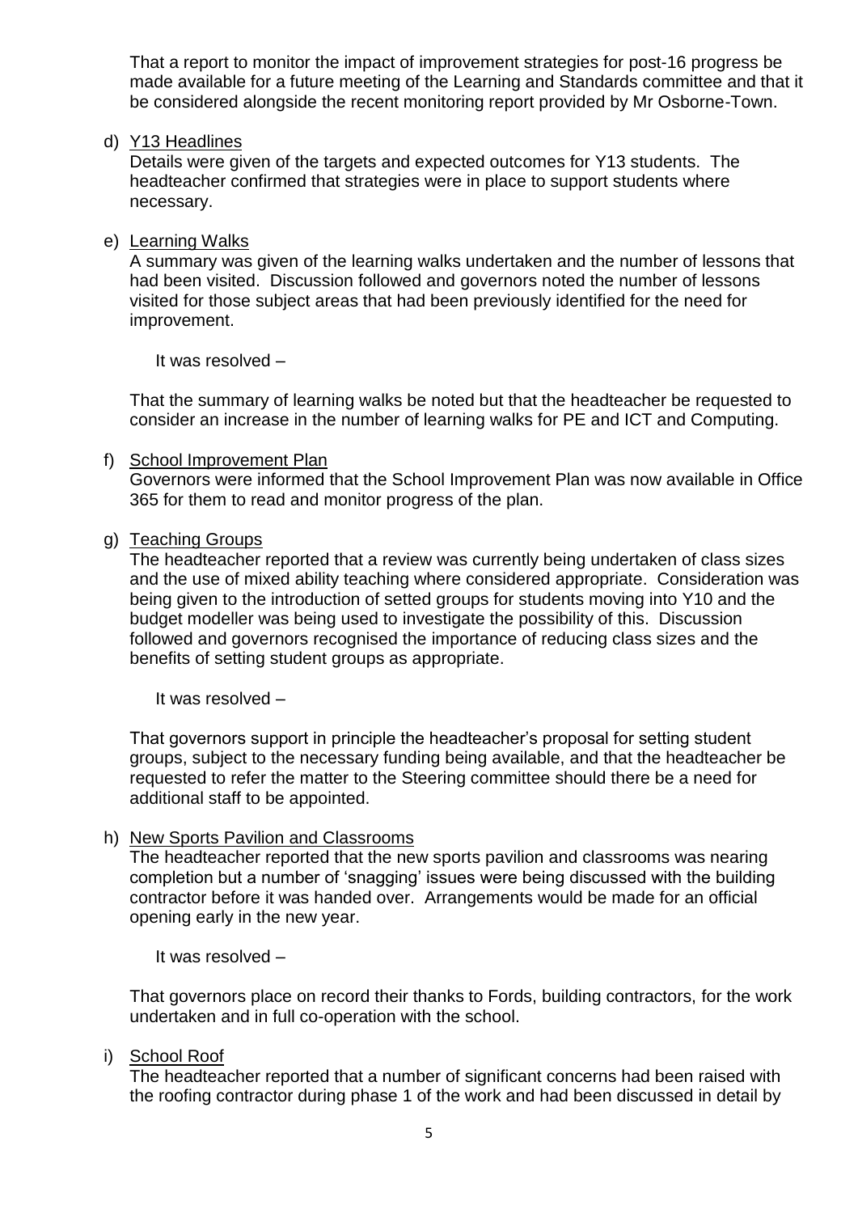That a report to monitor the impact of improvement strategies for post-16 progress be made available for a future meeting of the Learning and Standards committee and that it be considered alongside the recent monitoring report provided by Mr Osborne-Town.

d) Y13 Headlines

Details were given of the targets and expected outcomes for Y13 students. The headteacher confirmed that strategies were in place to support students where necessary.

e) Learning Walks

A summary was given of the learning walks undertaken and the number of lessons that had been visited. Discussion followed and governors noted the number of lessons visited for those subject areas that had been previously identified for the need for improvement.

It was resolved –

That the summary of learning walks be noted but that the headteacher be requested to consider an increase in the number of learning walks for PE and ICT and Computing.

f) School Improvement Plan

Governors were informed that the School Improvement Plan was now available in Office 365 for them to read and monitor progress of the plan.

g) Teaching Groups

The headteacher reported that a review was currently being undertaken of class sizes and the use of mixed ability teaching where considered appropriate. Consideration was being given to the introduction of setted groups for students moving into Y10 and the budget modeller was being used to investigate the possibility of this. Discussion followed and governors recognised the importance of reducing class sizes and the benefits of setting student groups as appropriate.

It was resolved –

That governors support in principle the headteacher's proposal for setting student groups, subject to the necessary funding being available, and that the headteacher be requested to refer the matter to the Steering committee should there be a need for additional staff to be appointed.

h) New Sports Pavilion and Classrooms

The headteacher reported that the new sports pavilion and classrooms was nearing completion but a number of 'snagging' issues were being discussed with the building contractor before it was handed over. Arrangements would be made for an official opening early in the new year.

It was resolved –

That governors place on record their thanks to Fords, building contractors, for the work undertaken and in full co-operation with the school.

i) School Roof

The headteacher reported that a number of significant concerns had been raised with the roofing contractor during phase 1 of the work and had been discussed in detail by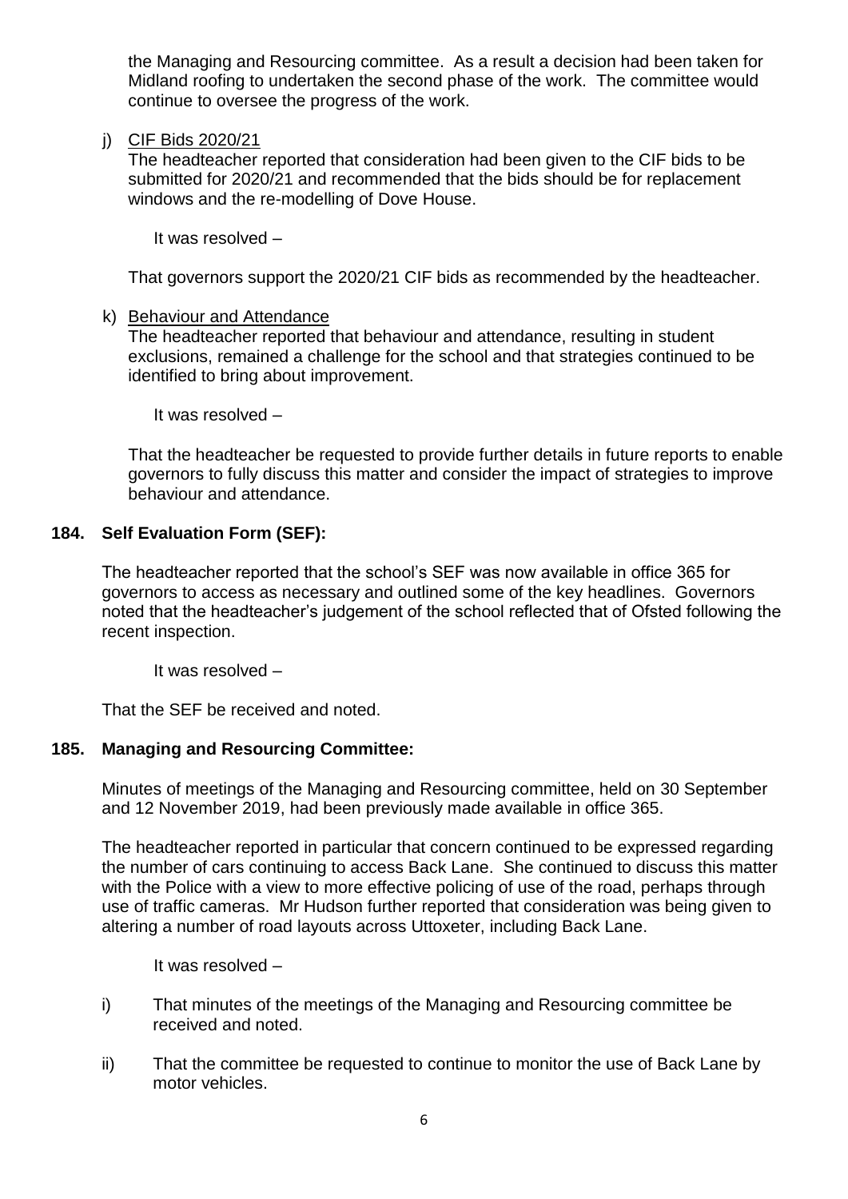the Managing and Resourcing committee. As a result a decision had been taken for Midland roofing to undertaken the second phase of the work. The committee would continue to oversee the progress of the work.

j) <u>CIF Bids 2020/21</u>

The headteacher reported that consideration had been given to the CIF bids to be submitted for 2020/21 and recommended that the bids should be for replacement windows and the re-modelling of Dove House.

It was resolved –

That governors support the 2020/21 CIF bids as recommended by the headteacher.

k) <u>Behaviour and Attendance</u>

The headteacher reported that behaviour and attendance, resulting in student exclusions, remained a challenge for the school and that strategies continued to be identified to bring about improvement.

It was resolved –

That the headteacher be requested to provide further details in future reports to enable governors to fully discuss this matter and consider the impact of strategies to improve behaviour and attendance.

**184. Self Evaluation Form (SEF):**

The headteacher reported that the school's SEF was now available in office 365 for governors to access as necessary and outlined some of the key headlines. Governors noted that the headteacher's judgement of the school reflected that of Ofsted following the recent inspection.

It was resolved –

That the SEF be received and noted.

**185. Managing and Resourcing Committee:**

Minutes of meetings of the Managing and Resourcing committee, held on 30 September and 12 November 2019, had been previously made available in office 365.

The headteacher reported in particular that concern continued to be expressed regarding the number of cars continuing to access Back Lane. She continued to discuss this matter with the Police with a view to more effective policing of use of the road, perhaps through use of traffic cameras. Mr Hudson further reported that consideration was being given to altering a number of road layouts across Uttoxeter, including Back Lane.

It was resolved –

i) That minutes of the meetings of the Managing and Resourcing committee be received and noted.

ii) That the committee be requested to continue to monitor the use of Back Lane by motor vehicles.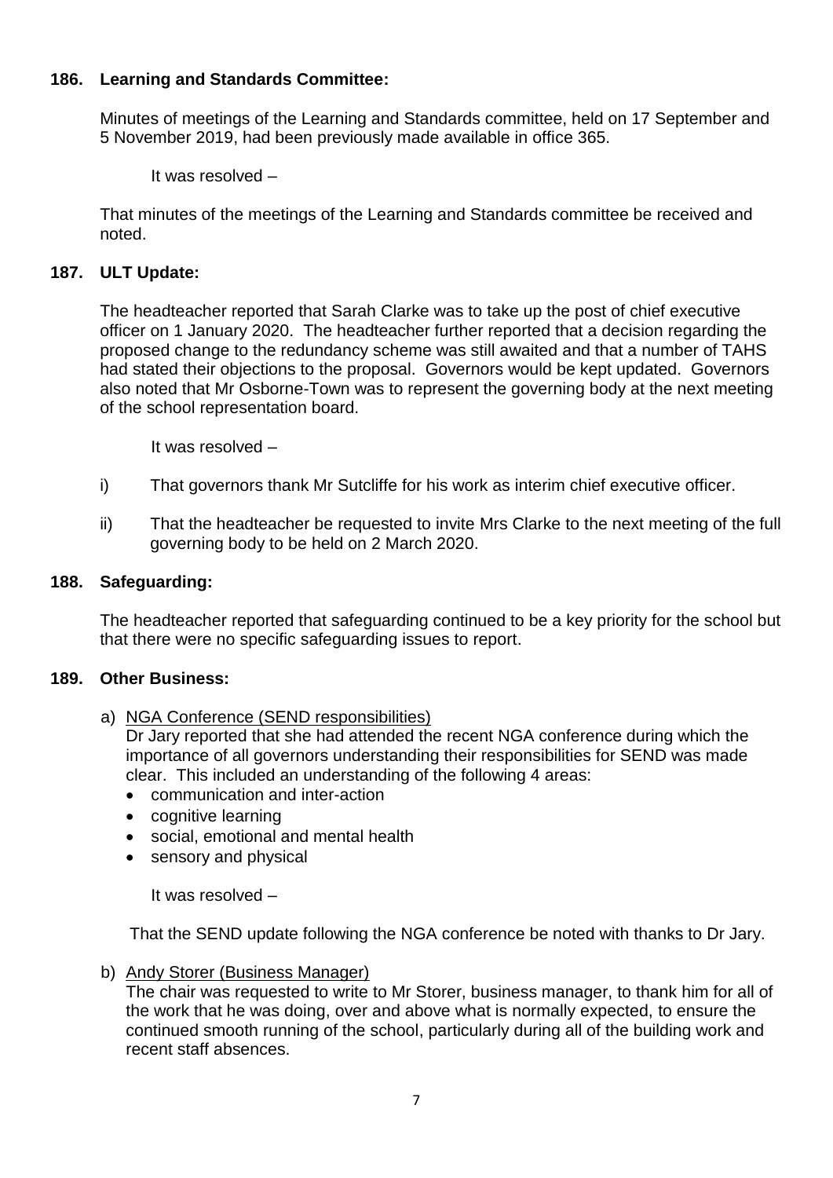**186. Learning and Standards Committee:**

Minutes of meetings of the Learning and Standards committee, held on 17 September and 5 November 2019, had been previously made available in office 365.

It was resolved –

That minutes of the meetings of the Learning and Standards committee be received and noted.

**187. ULT Update:**

The headteacher reported that Sarah Clarke was to take up the post of chief executive officer on 1 January 2020. The headteacher further reported that a decision regarding the proposed change to the redundancy scheme was still awaited and that a number of TAHS had stated their objections to the proposal. Governors would be kept updated. Governors also noted that Mr Osborne-Town was to represent the governing body at the next meeting of the school representation board.

It was resolved –

i) That governors thank Mr Sutcliffe for his work as interim chief executive officer.

ii) That the headteacher be requested to invite Mrs Clarke to the next meeting of the full governing body to be held on 2 March 2020.

**188. Safeguarding:**

The headteacher reported that safeguarding continued to be a key priority for the school but that there were no specific safeguarding issues to report.

**189. Other Business:**

a) NGA Conference (SEND responsibilities)
Dr Jary reported that she had attended the recent NGA conference during which the importance of all governors understanding their responsibilities for SEND was made clear. This included an understanding of the following 4 areas:
- communication and inter-action
- cognitive learning
- social, emotional and mental health
- sensory and physical

It was resolved –

That the SEND update following the NGA conference be noted with thanks to Dr Jary.

b) Andy Storer (Business Manager)
The chair was requested to write to Mr Storer, business manager, to thank him for all of the work that he was doing, over and above what is normally expected, to ensure the continued smooth running of the school, particularly during all of the building work and recent staff absences.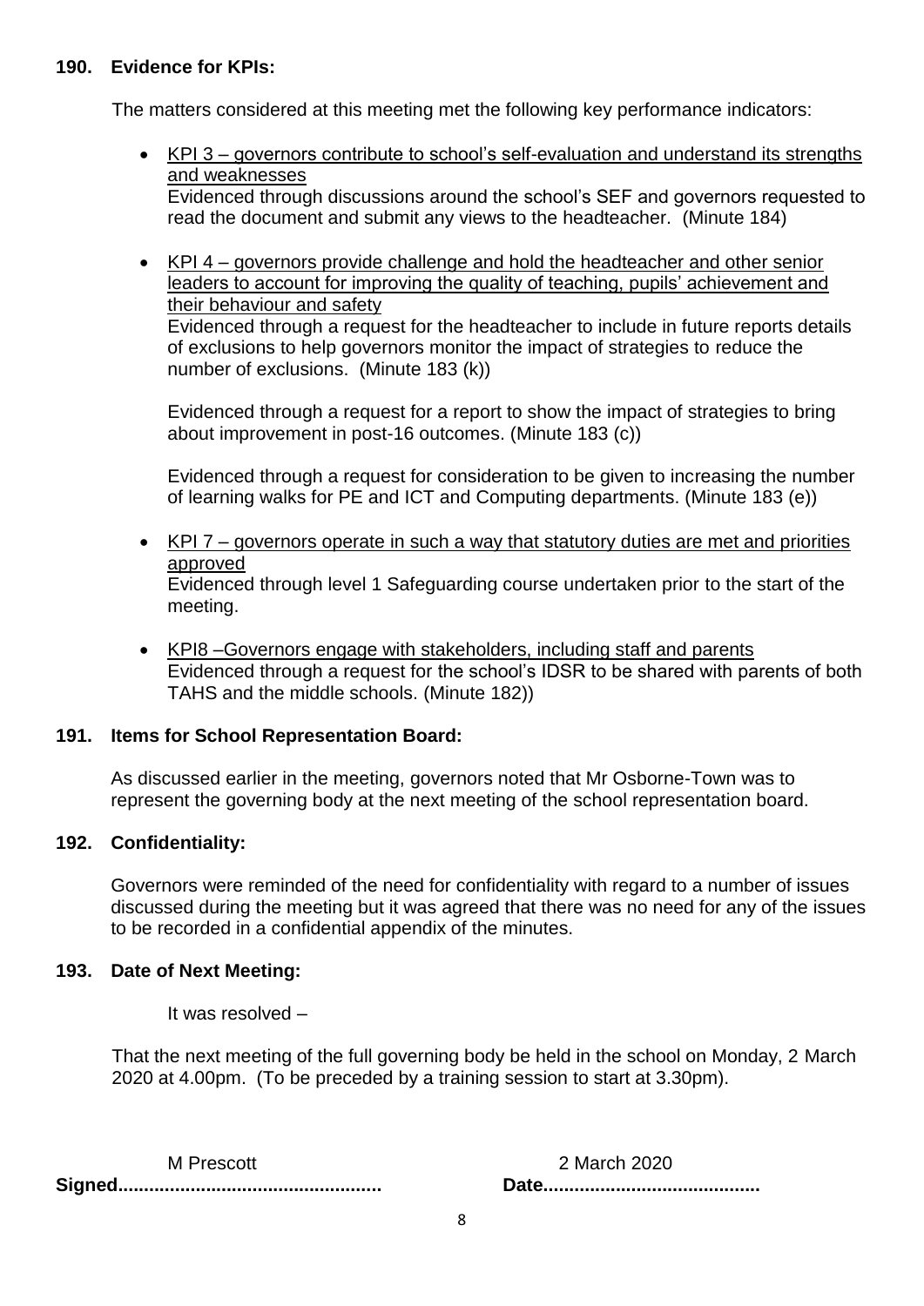**190. Evidence for KPIs:**

The matters considered at this meeting met the following key performance indicators:

- KPI 3 – governors contribute to school's self-evaluation and understand its strengths and weaknesses
  Evidenced through discussions around the school's SEF and governors requested to read the document and submit any views to the headteacher. (Minute 184)

- KPI 4 – governors provide challenge and hold the headteacher and other senior leaders to account for improving the quality of teaching, pupils' achievement and their behaviour and safety
  Evidenced through a request for the headteacher to include in future reports details of exclusions to help governors monitor the impact of strategies to reduce the number of exclusions. (Minute 183 (k))

  Evidenced through a request for a report to show the impact of strategies to bring about improvement in post-16 outcomes. (Minute 183 (c))

  Evidenced through a request for consideration to be given to increasing the number of learning walks for PE and ICT and Computing departments. (Minute 183 (e))

- KPI 7 – governors operate in such a way that statutory duties are met and priorities approved
  Evidenced through level 1 Safeguarding course undertaken prior to the start of the meeting.

- KPI8 –Governors engage with stakeholders, including staff and parents
  Evidenced through a request for the school's IDSR to be shared with parents of both TAHS and the middle schools. (Minute 182))

**191. Items for School Representation Board:**

As discussed earlier in the meeting, governors noted that Mr Osborne-Town was to represent the governing body at the next meeting of the school representation board.

**192. Confidentiality:**

Governors were reminded of the need for confidentiality with regard to a number of issues discussed during the meeting but it was agreed that there was no need for any of the issues to be recorded in a confidential appendix of the minutes.

**193. Date of Next Meeting:**

It was resolved –

That the next meeting of the full governing body be held in the school on Monday, 2 March 2020 at 4.00pm. (To be preceded by a training session to start at 3.30pm).

**Signed**.................................................. M Prescott **Date**......................................... 2 March 2020